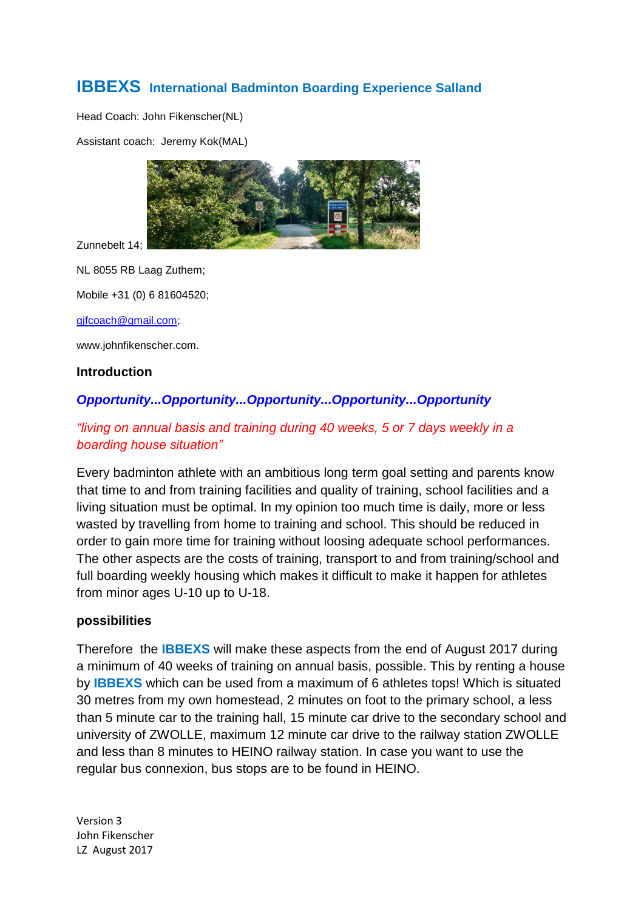# IBBEXS International Badminton Boarding Experience Salland

Head Coach: John Fikenscher(NL)

Assistant coach: Jeremy Kok(MAL)

Zunnebelt 14;

NL 8055 RB Laag Zuthem;

Mobile +31 (0) 6 81604520;

gjfcoach@gmail.com;

www.johnfikenscher.com.

## Introduction

***Opportunity...Opportunity...Opportunity...Opportunity...Opportunity***

*"living on annual basis and training during 40 weeks, 5 or 7 days weekly in a boarding house situation"*

Every badminton athlete with an ambitious long term goal setting and parents know that time to and from training facilities and quality of training, school facilities and a living situation must be optimal. In my opinion too much time is daily, more or less wasted by travelling from home to training and school. This should be reduced in order to gain more time for training without loosing adequate school performances. The other aspects are the costs of training, transport to and from training/school and full boarding weekly housing which makes it difficult to make it happen for athletes from minor ages U-10 up to U-18.

## possibilities

Therefore the **IBBEXS** will make these aspects from the end of August 2017 during a minimum of 40 weeks of training on annual basis, possible. This by renting a house by **IBBEXS** which can be used from a maximum of 6 athletes tops! Which is situated 30 metres from my own homestead, 2 minutes on foot to the primary school, a less than 5 minute car to the training hall, 15 minute car drive to the secondary school and university of ZWOLLE, maximum 12 minute car drive to the railway station ZWOLLE and less than 8 minutes to HEINO railway station. In case you want to use the regular bus connexion, bus stops are to be found in HEINO.

Version 3
John Fikenscher
LZ August 2017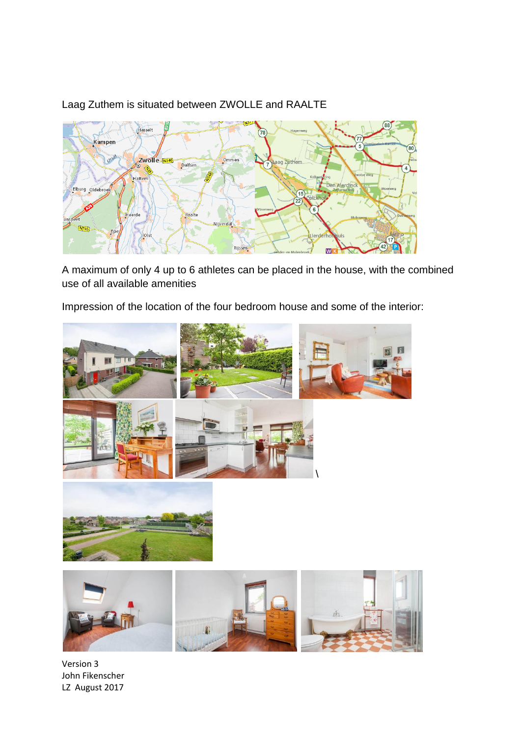Laag Zuthem is situated between ZWOLLE and RAALTE

A maximum of only 4 up to 6 athletes can be placed in the house, with the combined use of all available amenities

Impression of the location of the four bedroom house and some of the interior:

\

Version 3
John Fikenscher
LZ August 2017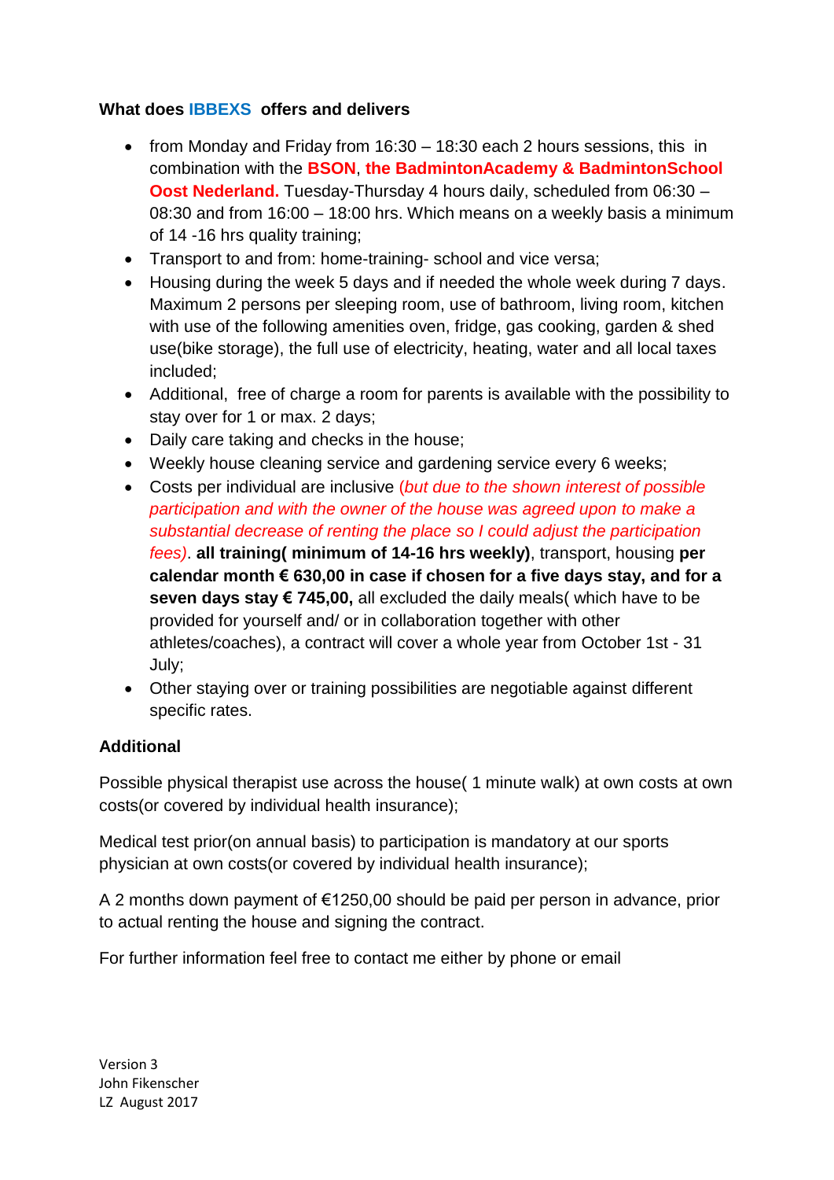**What does IBBEXS offers and delivers**

- from Monday and Friday from 16:30 – 18:30 each 2 hours sessions, this in combination with the **BSON**, **the BadmintonAcademy & BadmintonSchool Oost Nederland.** Tuesday-Thursday 4 hours daily, scheduled from 06:30 – 08:30 and from 16:00 – 18:00 hrs. Which means on a weekly basis a minimum of 14 -16 hrs quality training;
- Transport to and from: home-training- school and vice versa;
- Housing during the week 5 days and if needed the whole week during 7 days. Maximum 2 persons per sleeping room, use of bathroom, living room, kitchen with use of the following amenities oven, fridge, gas cooking, garden & shed use(bike storage), the full use of electricity, heating, water and all local taxes included;
- Additional, free of charge a room for parents is available with the possibility to stay over for 1 or max. 2 days;
- Daily care taking and checks in the house;
- Weekly house cleaning service and gardening service every 6 weeks;
- Costs per individual are inclusive *(but due to the shown interest of possible participation and with the owner of the house was agreed upon to make a substantial decrease of renting the place so I could adjust the participation fees)*. **all training( minimum of 14-16 hrs weekly)**, transport, housing **per calendar month € 630,00 in case if chosen for a five days stay, and for a seven days stay € 745,00,** all excluded the daily meals( which have to be provided for yourself and/ or in collaboration together with other athletes/coaches), a contract will cover a whole year from October 1st - 31 July;
- Other staying over or training possibilities are negotiable against different specific rates.

**Additional**

Possible physical therapist use across the house( 1 minute walk) at own costs at own costs(or covered by individual health insurance);

Medical test prior(on annual basis) to participation is mandatory at our sports physician at own costs(or covered by individual health insurance);

A 2 months down payment of €1250,00 should be paid per person in advance, prior to actual renting the house and signing the contract.

For further information feel free to contact me either by phone or email

Version 3
John Fikenscher
LZ August 2017